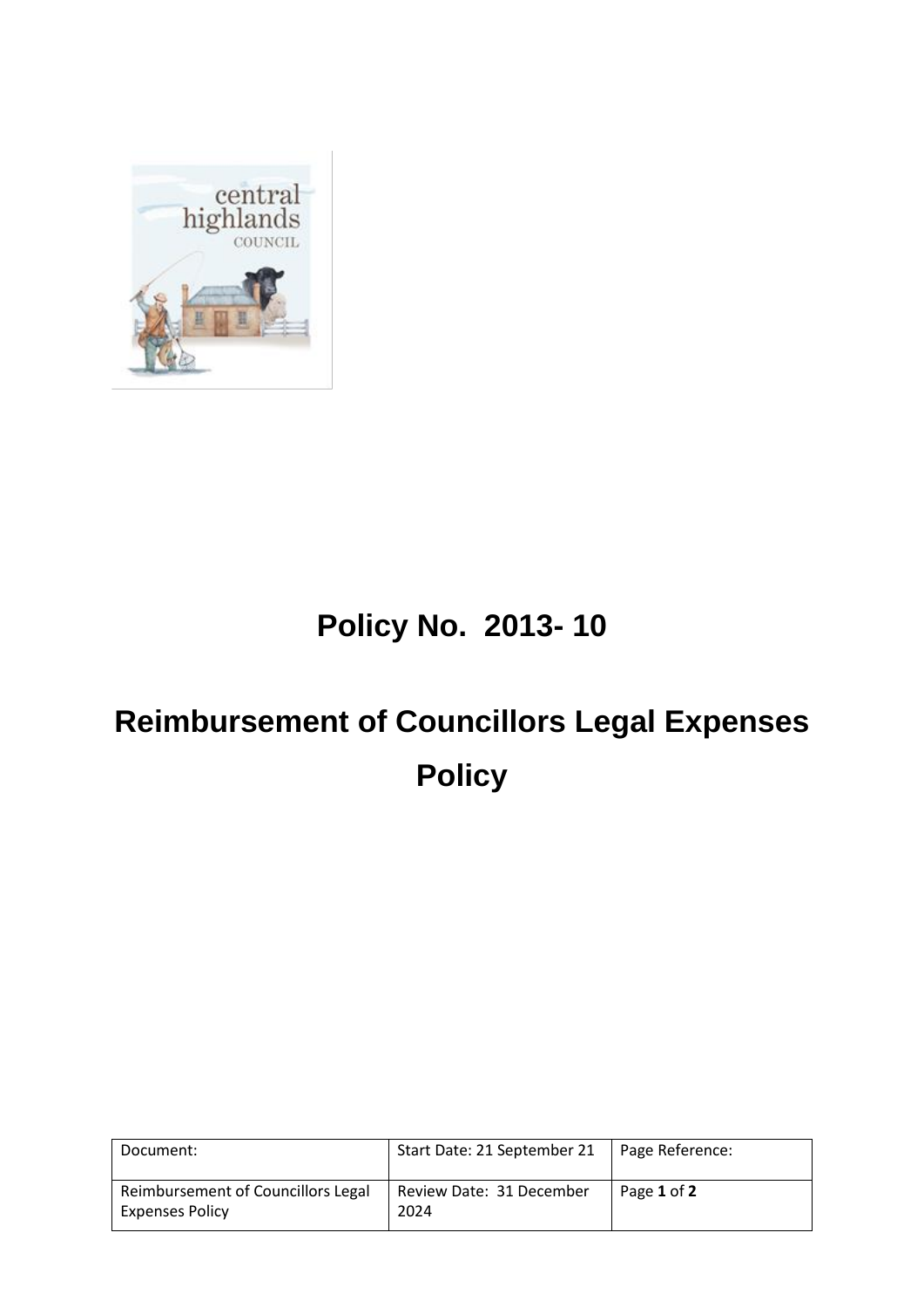# Policy No. 2013- 10

# Reimbursement of Councillors Legal Expenses Policy

| Document: | Start Date: 21 September 21 | Page Reference: |
| --- | --- | --- |
| Reimbursement of Councillors Legal Expenses Policy | Review Date: 31 December 2024 | Page **1** of **2** |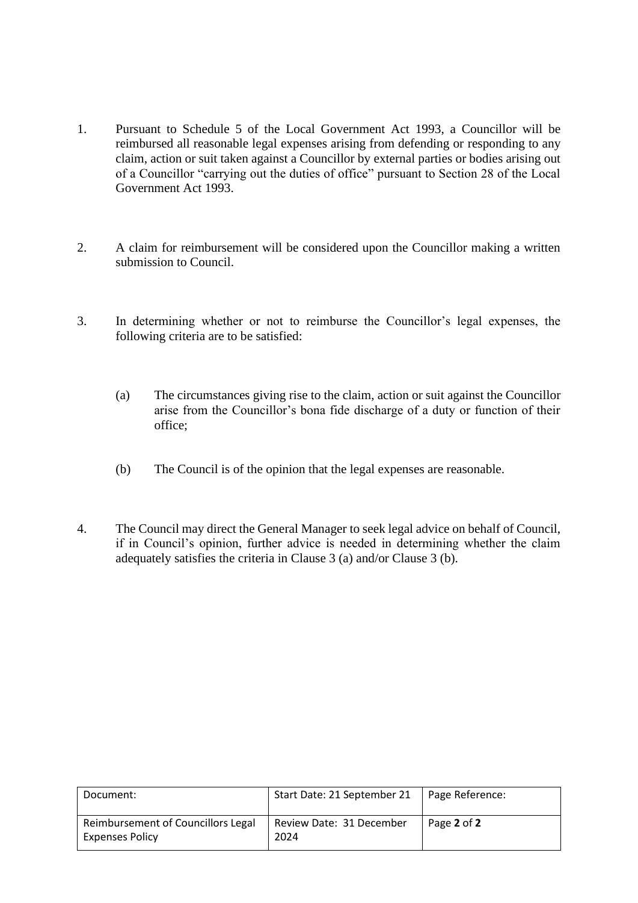1. Pursuant to Schedule 5 of the Local Government Act 1993, a Councillor will be reimbursed all reasonable legal expenses arising from defending or responding to any claim, action or suit taken against a Councillor by external parties or bodies arising out of a Councillor "carrying out the duties of office" pursuant to Section 28 of the Local Government Act 1993.

2. A claim for reimbursement will be considered upon the Councillor making a written submission to Council.

3. In determining whether or not to reimburse the Councillor's legal expenses, the following criteria are to be satisfied:

   (a) The circumstances giving rise to the claim, action or suit against the Councillor arise from the Councillor's bona fide discharge of a duty or function of their office;

   (b) The Council is of the opinion that the legal expenses are reasonable.

4. The Council may direct the General Manager to seek legal advice on behalf of Council, if in Council's opinion, further advice is needed in determining whether the claim adequately satisfies the criteria in Clause 3 (a) and/or Clause 3 (b).